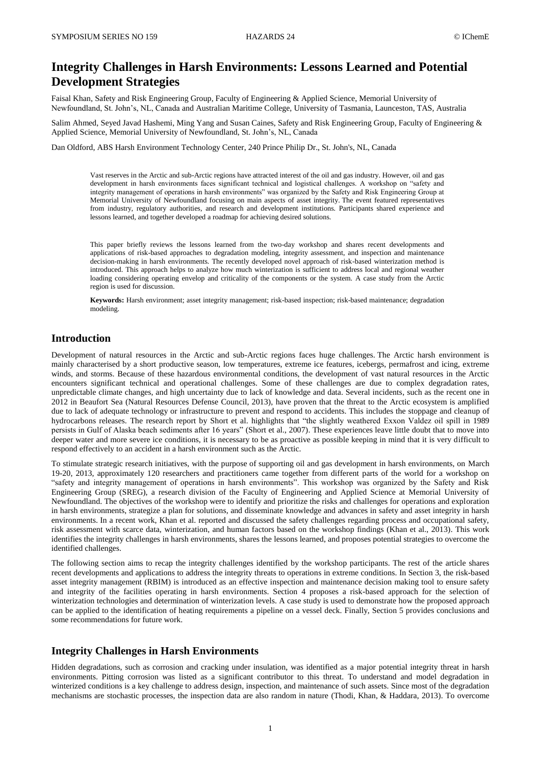# Integrity Challenges in Harsh Environments: Lessons Learned and Potential Development Strategies

Faisal Khan, Safety and Risk Engineering Group, Faculty of Engineering & Applied Science, Memorial University of Newfoundland, St. John's, NL, Canada and Australian Maritime College, University of Tasmania, Launceston, TAS, Australia

Salim Ahmed, Seyed Javad Hashemi, Ming Yang and Susan Caines, Safety and Risk Engineering Group, Faculty of Engineering & Applied Science, Memorial University of Newfoundland, St. John's, NL, Canada

Dan Oldford, ABS Harsh Environment Technology Center, 240 Prince Philip Dr., St. John's, NL, Canada

Vast reserves in the Arctic and sub-Arctic regions have attracted interest of the oil and gas industry. However, oil and gas development in harsh environments faces significant technical and logistical challenges. A workshop on "safety and integrity management of operations in harsh environments" was organized by the Safety and Risk Engineering Group at Memorial University of Newfoundland focusing on main aspects of asset integrity. The event featured representatives from industry, regulatory authorities, and research and development institutions. Participants shared experience and lessons learned, and together developed a roadmap for achieving desired solutions.

This paper briefly reviews the lessons learned from the two-day workshop and shares recent developments and applications of risk-based approaches to degradation modeling, integrity assessment, and inspection and maintenance decision-making in harsh environments. The recently developed novel approach of risk-based winterization method is introduced. This approach helps to analyze how much winterization is sufficient to address local and regional weather loading considering operating envelop and criticality of the components or the system. A case study from the Arctic region is used for discussion.

**Keywords:** Harsh environment; asset integrity management; risk-based inspection; risk-based maintenance; degradation modeling.

## Introduction

Development of natural resources in the Arctic and sub-Arctic regions faces huge challenges. The Arctic harsh environment is mainly characterised by a short productive season, low temperatures, extreme ice features, icebergs, permafrost and icing, extreme winds, and storms. Because of these hazardous environmental conditions, the development of vast natural resources in the Arctic encounters significant technical and operational challenges. Some of these challenges are due to complex degradation rates, unpredictable climate changes, and high uncertainty due to lack of knowledge and data. Several incidents, such as the recent one in 2012 in Beaufort Sea (Natural Resources Defense Council, 2013), have proven that the threat to the Arctic ecosystem is amplified due to lack of adequate technology or infrastructure to prevent and respond to accidents. This includes the stoppage and cleanup of hydrocarbons releases. The research report by Short et al. highlights that "the slightly weathered Exxon Valdez oil spill in 1989 persists in Gulf of Alaska beach sediments after 16 years" (Short et al., 2007). These experiences leave little doubt that to move into deeper water and more severe ice conditions, it is necessary to be as proactive as possible keeping in mind that it is very difficult to respond effectively to an accident in a harsh environment such as the Arctic.

To stimulate strategic research initiatives, with the purpose of supporting oil and gas development in harsh environments, on March 19-20, 2013, approximately 120 researchers and practitioners came together from different parts of the world for a workshop on "safety and integrity management of operations in harsh environments". This workshop was organized by the Safety and Risk Engineering Group (SREG), a research division of the Faculty of Engineering and Applied Science at Memorial University of Newfoundland. The objectives of the workshop were to identify and prioritize the risks and challenges for operations and exploration in harsh environments, strategize a plan for solutions, and disseminate knowledge and advances in safety and asset integrity in harsh environments. In a recent work, Khan et al. reported and discussed the safety challenges regarding process and occupational safety, risk assessment with scarce data, winterization, and human factors based on the workshop findings (Khan et al., 2013). This work identifies the integrity challenges in harsh environments, shares the lessons learned, and proposes potential strategies to overcome the identified challenges.

The following section aims to recap the integrity challenges identified by the workshop participants. The rest of the article shares recent developments and applications to address the integrity threats to operations in extreme conditions. In Section 3, the risk-based asset integrity management (RBIM) is introduced as an effective inspection and maintenance decision making tool to ensure safety and integrity of the facilities operating in harsh environments. Section 4 proposes a risk-based approach for the selection of winterization technologies and determination of winterization levels. A case study is used to demonstrate how the proposed approach can be applied to the identification of heating requirements a pipeline on a vessel deck. Finally, Section 5 provides conclusions and some recommendations for future work.

## Integrity Challenges in Harsh Environments

Hidden degradations, such as corrosion and cracking under insulation, was identified as a major potential integrity threat in harsh environments. Pitting corrosion was listed as a significant contributor to this threat. To understand and model degradation in winterized conditions is a key challenge to address design, inspection, and maintenance of such assets. Since most of the degradation mechanisms are stochastic processes, the inspection data are also random in nature (Thodi, Khan, & Haddara, 2013). To overcome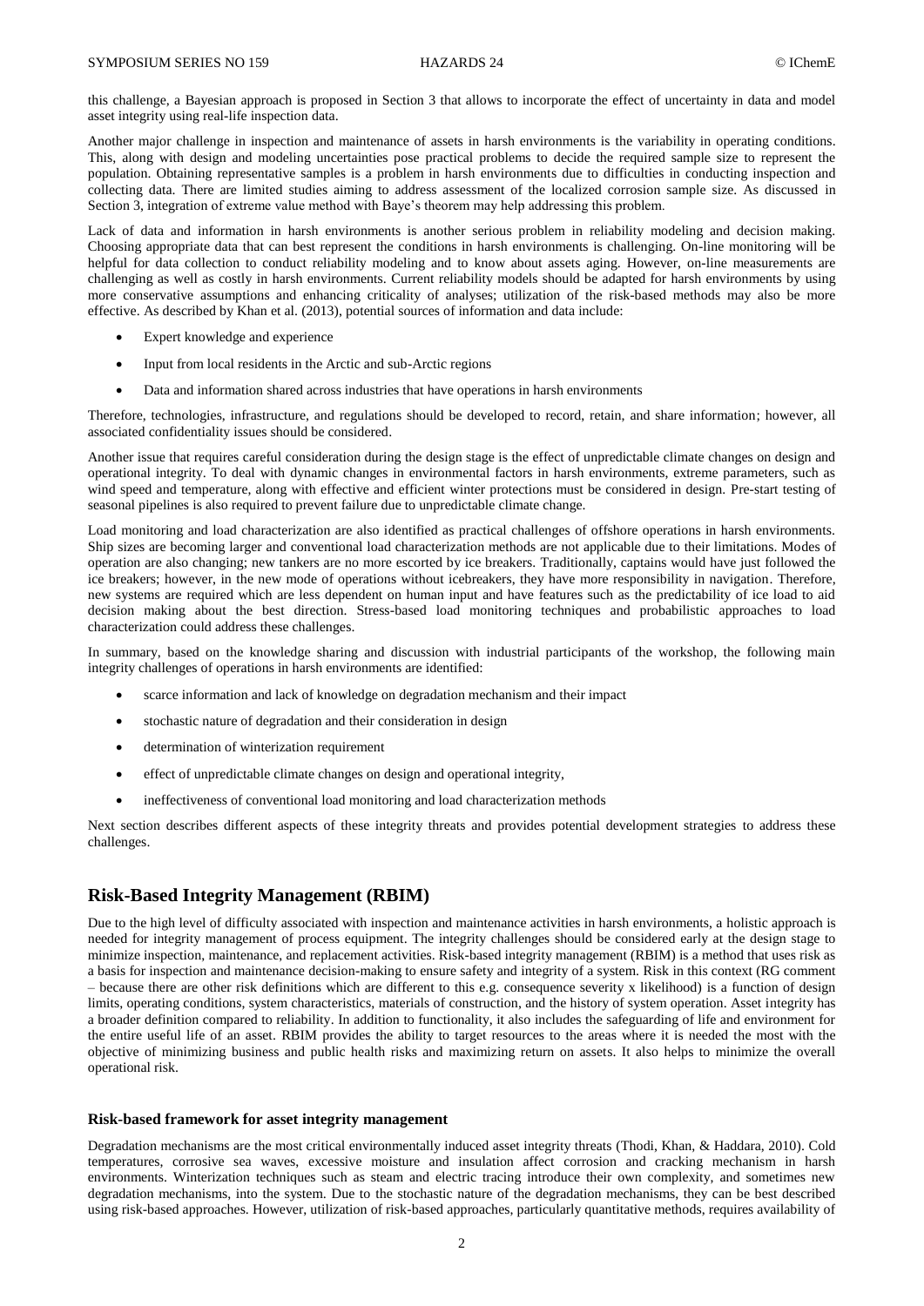this challenge, a Bayesian approach is proposed in Section 3 that allows to incorporate the effect of uncertainty in data and model asset integrity using real-life inspection data.

Another major challenge in inspection and maintenance of assets in harsh environments is the variability in operating conditions. This, along with design and modeling uncertainties pose practical problems to decide the required sample size to represent the population. Obtaining representative samples is a problem in harsh environments due to difficulties in conducting inspection and collecting data. There are limited studies aiming to address assessment of the localized corrosion sample size. As discussed in Section 3, integration of extreme value method with Baye's theorem may help addressing this problem.

Lack of data and information in harsh environments is another serious problem in reliability modeling and decision making. Choosing appropriate data that can best represent the conditions in harsh environments is challenging. On-line monitoring will be helpful for data collection to conduct reliability modeling and to know about assets aging. However, on-line measurements are challenging as well as costly in harsh environments. Current reliability models should be adapted for harsh environments by using more conservative assumptions and enhancing criticality of analyses; utilization of the risk-based methods may also be more effective. As described by Khan et al. (2013), potential sources of information and data include:

- Expert knowledge and experience
- Input from local residents in the Arctic and sub-Arctic regions
- Data and information shared across industries that have operations in harsh environments

Therefore, technologies, infrastructure, and regulations should be developed to record, retain, and share information; however, all associated confidentiality issues should be considered.

Another issue that requires careful consideration during the design stage is the effect of unpredictable climate changes on design and operational integrity. To deal with dynamic changes in environmental factors in harsh environments, extreme parameters, such as wind speed and temperature, along with effective and efficient winter protections must be considered in design. Pre-start testing of seasonal pipelines is also required to prevent failure due to unpredictable climate change.

Load monitoring and load characterization are also identified as practical challenges of offshore operations in harsh environments. Ship sizes are becoming larger and conventional load characterization methods are not applicable due to their limitations. Modes of operation are also changing; new tankers are no more escorted by ice breakers. Traditionally, captains would have just followed the ice breakers; however, in the new mode of operations without icebreakers, they have more responsibility in navigation. Therefore, new systems are required which are less dependent on human input and have features such as the predictability of ice load to aid decision making about the best direction. Stress-based load monitoring techniques and probabilistic approaches to load characterization could address these challenges.

In summary, based on the knowledge sharing and discussion with industrial participants of the workshop, the following main integrity challenges of operations in harsh environments are identified:

- scarce information and lack of knowledge on degradation mechanism and their impact
- stochastic nature of degradation and their consideration in design
- determination of winterization requirement
- effect of unpredictable climate changes on design and operational integrity,
- ineffectiveness of conventional load monitoring and load characterization methods

Next section describes different aspects of these integrity threats and provides potential development strategies to address these challenges.

## Risk-Based Integrity Management (RBIM)

Due to the high level of difficulty associated with inspection and maintenance activities in harsh environments, a holistic approach is needed for integrity management of process equipment. The integrity challenges should be considered early at the design stage to minimize inspection, maintenance, and replacement activities. Risk-based integrity management (RBIM) is a method that uses risk as a basis for inspection and maintenance decision-making to ensure safety and integrity of a system. Risk in this context (RG comment – because there are other risk definitions which are different to this e.g. consequence severity x likelihood) is a function of design limits, operating conditions, system characteristics, materials of construction, and the history of system operation. Asset integrity has a broader definition compared to reliability. In addition to functionality, it also includes the safeguarding of life and environment for the entire useful life of an asset. RBIM provides the ability to target resources to the areas where it is needed the most with the objective of minimizing business and public health risks and maximizing return on assets. It also helps to minimize the overall operational risk.

### Risk-based framework for asset integrity management

Degradation mechanisms are the most critical environmentally induced asset integrity threats (Thodi, Khan, & Haddara, 2010). Cold temperatures, corrosive sea waves, excessive moisture and insulation affect corrosion and cracking mechanism in harsh environments. Winterization techniques such as steam and electric tracing introduce their own complexity, and sometimes new degradation mechanisms, into the system. Due to the stochastic nature of the degradation mechanisms, they can be best described using risk-based approaches. However, utilization of risk-based approaches, particularly quantitative methods, requires availability of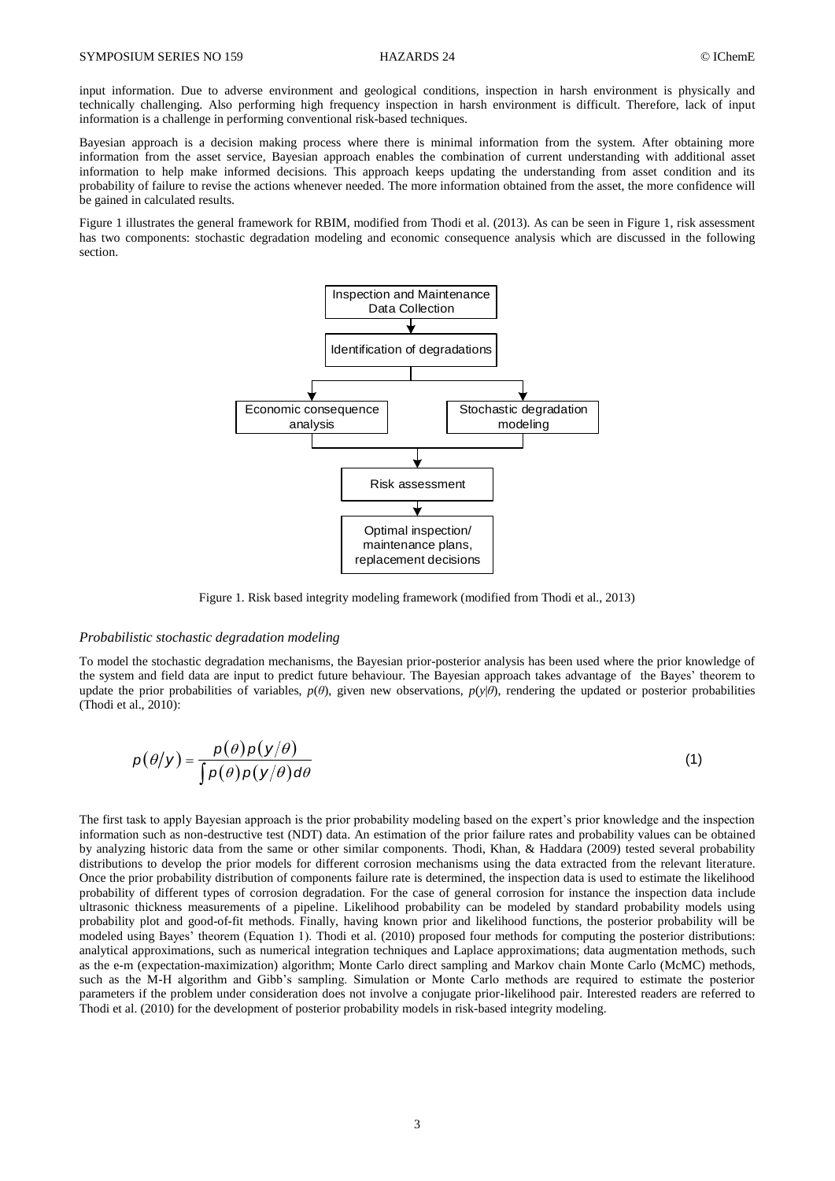input information. Due to adverse environment and geological conditions, inspection in harsh environment is physically and technically challenging. Also performing high frequency inspection in harsh environment is difficult. Therefore, lack of input information is a challenge in performing conventional risk-based techniques.

Bayesian approach is a decision making process where there is minimal information from the system. After obtaining more information from the asset service, Bayesian approach enables the combination of current understanding with additional asset information to help make informed decisions. This approach keeps updating the understanding from asset condition and its probability of failure to revise the actions whenever needed. The more information obtained from the asset, the more confidence will be gained in calculated results.

Figure 1 illustrates the general framework for RBIM, modified from Thodi et al. (2013). As can be seen in Figure 1, risk assessment has two components: stochastic degradation modeling and economic consequence analysis which are discussed in the following section.

Inspection and Maintenance Data Collection → Identification of degradations → Economic consequence analysis / Stochastic degradation modeling → Risk assessment → Optimal inspection/ maintenance plans, replacement decisions

Figure 1. Risk based integrity modeling framework (modified from Thodi et al., 2013)

### *Probabilistic stochastic degradation modeling*

To model the stochastic degradation mechanisms, the Bayesian prior-posterior analysis has been used where the prior knowledge of the system and field data are input to predict future behaviour. The Bayesian approach takes advantage of the Bayes' theorem to update the prior probabilities of variables, $p(\theta)$, given new observations, $p(y|\theta)$, rendering the updated or posterior probabilities (Thodi et al., 2010):

$$p(\theta/y) = \frac{p(\theta)p(y/\theta)}{\int p(\theta)p(y/\theta)d\theta} \tag{1}$$

The first task to apply Bayesian approach is the prior probability modeling based on the expert's prior knowledge and the inspection information such as non-destructive test (NDT) data. An estimation of the prior failure rates and probability values can be obtained by analyzing historic data from the same or other similar components. Thodi, Khan, & Haddara (2009) tested several probability distributions to develop the prior models for different corrosion mechanisms using the data extracted from the relevant literature. Once the prior probability distribution of components failure rate is determined, the inspection data is used to estimate the likelihood probability of different types of corrosion degradation. For the case of general corrosion for instance the inspection data include ultrasonic thickness measurements of a pipeline. Likelihood probability can be modeled by standard probability models using probability plot and good-of-fit methods. Finally, having known prior and likelihood functions, the posterior probability will be modeled using Bayes' theorem (Equation 1). Thodi et al. (2010) proposed four methods for computing the posterior distributions: analytical approximations, such as numerical integration techniques and Laplace approximations; data augmentation methods, such as the e-m (expectation-maximization) algorithm; Monte Carlo direct sampling and Markov chain Monte Carlo (McMC) methods, such as the M-H algorithm and Gibb's sampling. Simulation or Monte Carlo methods are required to estimate the posterior parameters if the problem under consideration does not involve a conjugate prior-likelihood pair. Interested readers are referred to Thodi et al. (2010) for the development of posterior probability models in risk-based integrity modeling.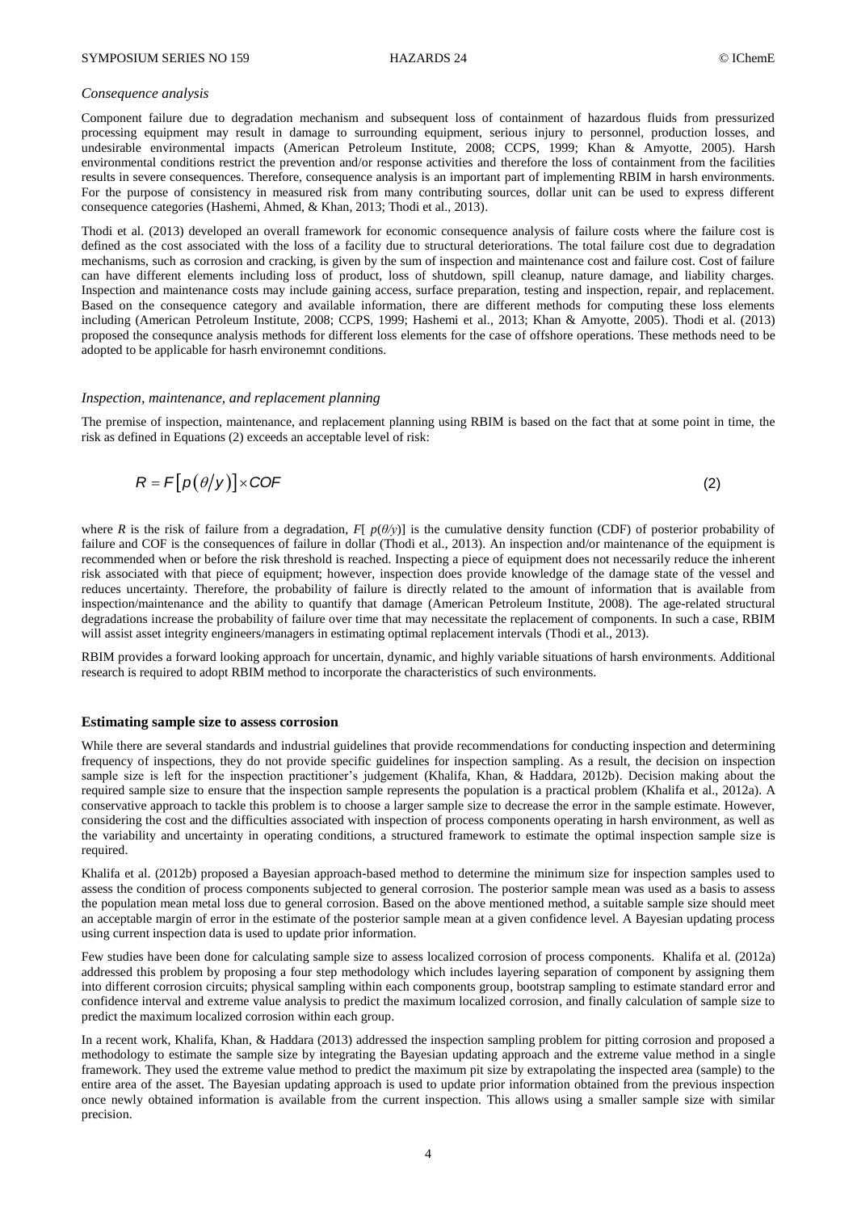*Consequence analysis*

Component failure due to degradation mechanism and subsequent loss of containment of hazardous fluids from pressurized processing equipment may result in damage to surrounding equipment, serious injury to personnel, production losses, and undesirable environmental impacts (American Petroleum Institute, 2008; CCPS, 1999; Khan & Amyotte, 2005). Harsh environmental conditions restrict the prevention and/or response activities and therefore the loss of containment from the facilities results in severe consequences. Therefore, consequence analysis is an important part of implementing RBIM in harsh environments. For the purpose of consistency in measured risk from many contributing sources, dollar unit can be used to express different consequence categories (Hashemi, Ahmed, & Khan, 2013; Thodi et al., 2013).

Thodi et al. (2013) developed an overall framework for economic consequence analysis of failure costs where the failure cost is defined as the cost associated with the loss of a facility due to structural deteriorations. The total failure cost due to degradation mechanisms, such as corrosion and cracking, is given by the sum of inspection and maintenance cost and failure cost. Cost of failure can have different elements including loss of product, loss of shutdown, spill cleanup, nature damage, and liability charges. Inspection and maintenance costs may include gaining access, surface preparation, testing and inspection, repair, and replacement. Based on the consequence category and available information, there are different methods for computing these loss elements including (American Petroleum Institute, 2008; CCPS, 1999; Hashemi et al., 2013; Khan & Amyotte, 2005). Thodi et al. (2013) proposed the consequnce analysis methods for different loss elements for the case of offshore operations. These methods need to be adopted to be applicable for hasrh environemnt conditions.

*Inspection, maintenance, and replacement planning*

The premise of inspection, maintenance, and replacement planning using RBIM is based on the fact that at some point in time, the risk as defined in Equations (2) exceeds an acceptable level of risk:

$$R = F\left[p\left(\theta/y\right)\right] \times COF \qquad (2)$$

where $R$ is the risk of failure from a degradation, $F[\ p(\theta/y)]$ is the cumulative density function (CDF) of posterior probability of failure and COF is the consequences of failure in dollar (Thodi et al., 2013). An inspection and/or maintenance of the equipment is recommended when or before the risk threshold is reached. Inspecting a piece of equipment does not necessarily reduce the inherent risk associated with that piece of equipment; however, inspection does provide knowledge of the damage state of the vessel and reduces uncertainty. Therefore, the probability of failure is directly related to the amount of information that is available from inspection/maintenance and the ability to quantify that damage (American Petroleum Institute, 2008). The age-related structural degradations increase the probability of failure over time that may necessitate the replacement of components. In such a case, RBIM will assist asset integrity engineers/managers in estimating optimal replacement intervals (Thodi et al., 2013).

RBIM provides a forward looking approach for uncertain, dynamic, and highly variable situations of harsh environments. Additional research is required to adopt RBIM method to incorporate the characteristics of such environments.

**Estimating sample size to assess corrosion**

While there are several standards and industrial guidelines that provide recommendations for conducting inspection and determining frequency of inspections, they do not provide specific guidelines for inspection sampling. As a result, the decision on inspection sample size is left for the inspection practitioner's judgement (Khalifa, Khan, & Haddara, 2012b). Decision making about the required sample size to ensure that the inspection sample represents the population is a practical problem (Khalifa et al., 2012a). A conservative approach to tackle this problem is to choose a larger sample size to decrease the error in the sample estimate. However, considering the cost and the difficulties associated with inspection of process components operating in harsh environment, as well as the variability and uncertainty in operating conditions, a structured framework to estimate the optimal inspection sample size is required.

Khalifa et al. (2012b) proposed a Bayesian approach-based method to determine the minimum size for inspection samples used to assess the condition of process components subjected to general corrosion. The posterior sample mean was used as a basis to assess the population mean metal loss due to general corrosion. Based on the above mentioned method, a suitable sample size should meet an acceptable margin of error in the estimate of the posterior sample mean at a given confidence level. A Bayesian updating process using current inspection data is used to update prior information.

Few studies have been done for calculating sample size to assess localized corrosion of process components. Khalifa et al. (2012a) addressed this problem by proposing a four step methodology which includes layering separation of component by assigning them into different corrosion circuits; physical sampling within each components group, bootstrap sampling to estimate standard error and confidence interval and extreme value analysis to predict the maximum localized corrosion, and finally calculation of sample size to predict the maximum localized corrosion within each group.

In a recent work, Khalifa, Khan, & Haddara (2013) addressed the inspection sampling problem for pitting corrosion and proposed a methodology to estimate the sample size by integrating the Bayesian updating approach and the extreme value method in a single framework. They used the extreme value method to predict the maximum pit size by extrapolating the inspected area (sample) to the entire area of the asset. The Bayesian updating approach is used to update prior information obtained from the previous inspection once newly obtained information is available from the current inspection. This allows using a smaller sample size with similar precision.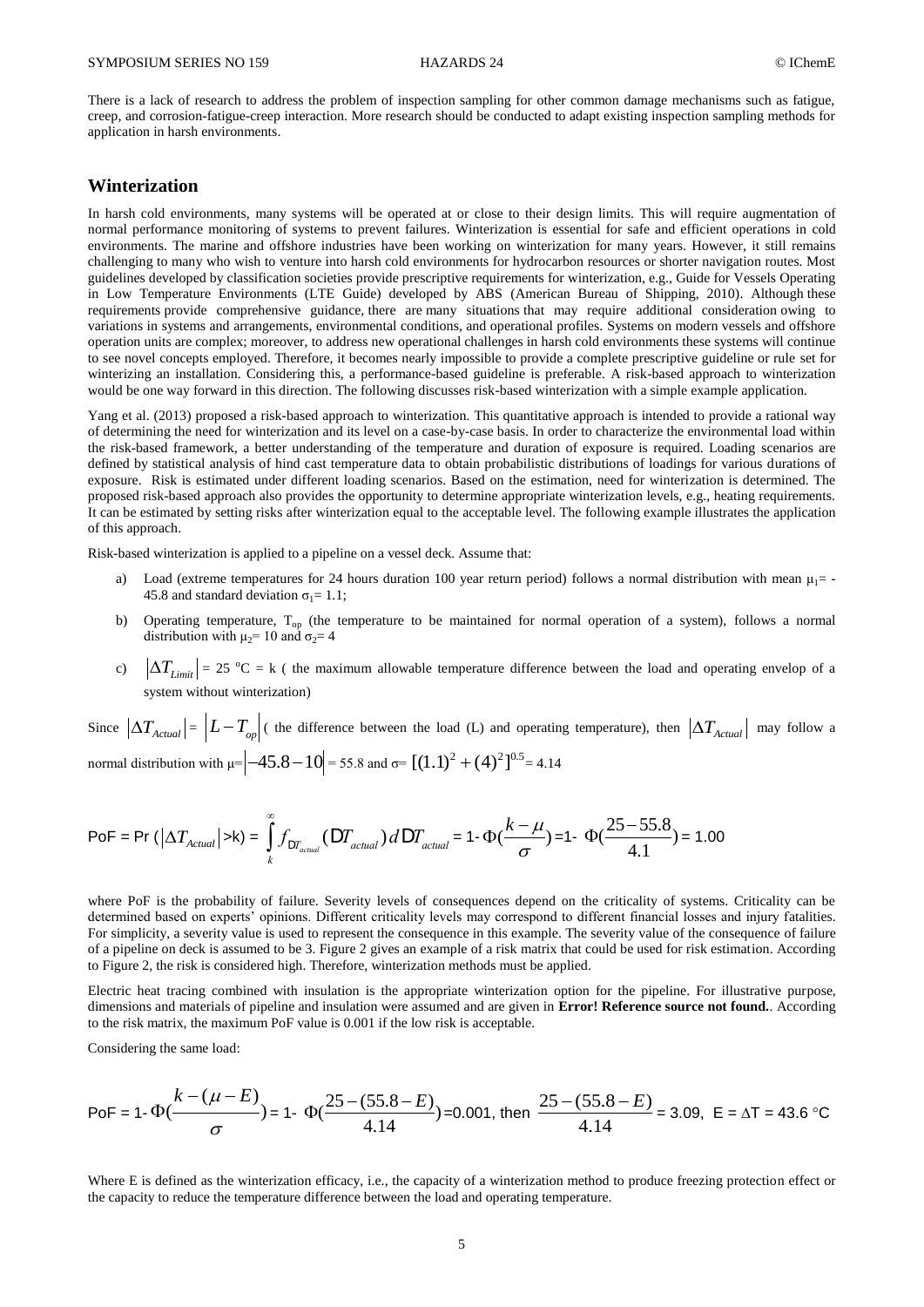There is a lack of research to address the problem of inspection sampling for other common damage mechanisms such as fatigue, creep, and corrosion-fatigue-creep interaction. More research should be conducted to adapt existing inspection sampling methods for application in harsh environments.

## Winterization

In harsh cold environments, many systems will be operated at or close to their design limits. This will require augmentation of normal performance monitoring of systems to prevent failures. Winterization is essential for safe and efficient operations in cold environments. The marine and offshore industries have been working on winterization for many years. However, it still remains challenging to many who wish to venture into harsh cold environments for hydrocarbon resources or shorter navigation routes. Most guidelines developed by classification societies provide prescriptive requirements for winterization, e.g., Guide for Vessels Operating in Low Temperature Environments (LTE Guide) developed by ABS (American Bureau of Shipping, 2010). Although these requirements provide comprehensive guidance, there are many situations that may require additional consideration owing to variations in systems and arrangements, environmental conditions, and operational profiles. Systems on modern vessels and offshore operation units are complex; moreover, to address new operational challenges in harsh cold environments these systems will continue to see novel concepts employed. Therefore, it becomes nearly impossible to provide a complete prescriptive guideline or rule set for winterizing an installation. Considering this, a performance-based guideline is preferable. A risk-based approach to winterization would be one way forward in this direction. The following discusses risk-based winterization with a simple example application.

Yang et al. (2013) proposed a risk-based approach to winterization. This quantitative approach is intended to provide a rational way of determining the need for winterization and its level on a case-by-case basis. In order to characterize the environmental load within the risk-based framework, a better understanding of the temperature and duration of exposure is required. Loading scenarios are defined by statistical analysis of hind cast temperature data to obtain probabilistic distributions of loadings for various durations of exposure. Risk is estimated under different loading scenarios. Based on the estimation, need for winterization is determined. The proposed risk-based approach also provides the opportunity to determine appropriate winterization levels, e.g., heating requirements. It can be estimated by setting risks after winterization equal to the acceptable level. The following example illustrates the application of this approach.

Risk-based winterization is applied to a pipeline on a vessel deck. Assume that:

a) Load (extreme temperatures for 24 hours duration 100 year return period) follows a normal distribution with mean $\mu_1$= -45.8 and standard deviation $\sigma_1$= 1.1;

b) Operating temperature, $T_{op}$ (the temperature to be maintained for normal operation of a system), follows a normal distribution with $\mu_2$= 10 and $\sigma_2$= 4

c) $|\Delta T_{Limit}|$ = 25 °C = k ( the maximum allowable temperature difference between the load and operating envelop of a system without winterization)

Since $|\Delta T_{Actual}| = |L - T_{op}|$ ( the difference between the load (L) and operating temperature), then $|\Delta T_{Actual}|$ may follow a normal distribution with $\mu = |-45.8 - 10|$ = 55.8 and $\sigma = [(1.1)^2 + (4)^2]^{0.5}$ = 4.14

$$\text{PoF} = \Pr(|\Delta T_{Actual}| > k) = \int_k^{\infty} f_{\Delta T_{actual}}(\Delta T_{actual})\, d\Delta T_{actual} = 1 - \Phi\left(\frac{k-\mu}{\sigma}\right) = 1 - \Phi\left(\frac{25-55.8}{4.1}\right) = 1.00$$

where PoF is the probability of failure. Severity levels of consequences depend on the criticality of systems. Criticality can be determined based on experts' opinions. Different criticality levels may correspond to different financial losses and injury fatalities. For simplicity, a severity value is used to represent the consequence in this example. The severity value of the consequence of failure of a pipeline on deck is assumed to be 3. Figure 2 gives an example of a risk matrix that could be used for risk estimation. According to Figure 2, the risk is considered high. Therefore, winterization methods must be applied.

Electric heat tracing combined with insulation is the appropriate winterization option for the pipeline. For illustrative purpose, dimensions and materials of pipeline and insulation were assumed and are given in **Error! Reference source not found.**. According to the risk matrix, the maximum PoF value is 0.001 if the low risk is acceptable.

Considering the same load:

$$\text{PoF} = 1 - \Phi\left(\frac{k-(\mu-E)}{\sigma}\right) = 1 - \Phi\left(\frac{25-(55.8-E)}{4.14}\right) = 0.001, \text{ then } \frac{25-(55.8-E)}{4.14} = 3.09, \;\; E = \Delta T = 43.6\ °\text{C}$$

Where E is defined as the winterization efficacy, i.e., the capacity of a winterization method to produce freezing protection effect or the capacity to reduce the temperature difference between the load and operating temperature.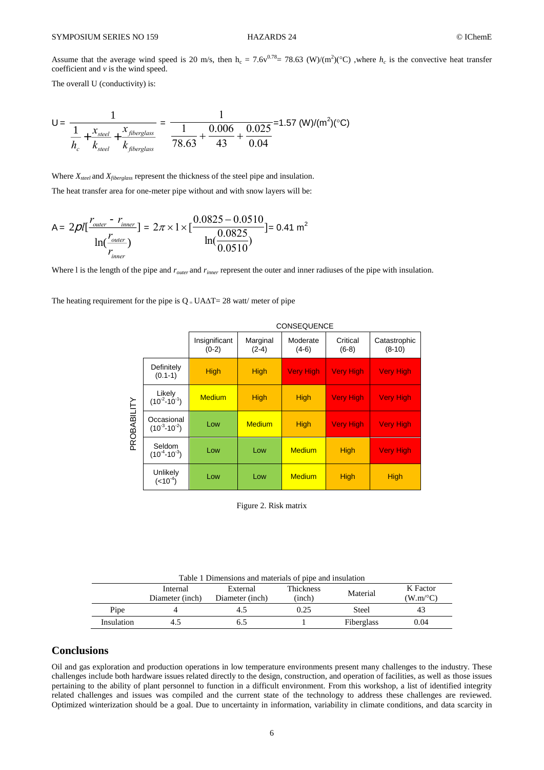Assume that the average wind speed is 20 m/s, then $h_c = 7.6v^{0.78} = 78.63$ (W)/(m$^2$)(°C) ,where $h_c$ is the convective heat transfer coefficient and $v$ is the wind speed.

The overall U (conductivity) is:

$$U = \frac{1}{\frac{1}{h_c} + \frac{x_{steel}}{k_{steel}} + \frac{x_{fiberglass}}{k_{fiberglass}}} = \frac{1}{\frac{1}{78.63} + \frac{0.006}{43} + \frac{0.025}{0.04}} = 1.57 \text{ (W)/(m}^2\text{)(°C)}$$

Where $X_{steel}$ and $X_{fiberglass}$ represent the thickness of the steel pipe and insulation.

The heat transfer area for one-meter pipe without and with snow layers will be:

$$A = 2\rho l\left[\frac{r_{outer} - r_{inner}}{\ln(\frac{r_{outer}}{r_{inner}})}\right] = 2\pi \times 1 \times \left[\frac{0.0825 - 0.0510}{\ln(\frac{0.0825}{0.0510})}\right] = 0.41 \text{ m}^2$$

Where l is the length of the pipe and $r_{outer}$ and $r_{inner}$ represent the outer and inner radiuses of the pipe with insulation.

The heating requirement for the pipe is $Q = UA\Delta T = 28$ watt/ meter of pipe

| PROBABILITY | Insignificant (0-2) | Marginal (2-4) | Moderate (4-6) | Critical (6-8) | Catastrophic (8-10) |
|---|---|---|---|---|---|
| Definitely (0.1-1) | High | High | Very High | Very High | Very High |
| Likely ($10^{-2}$-$10^{-1}$) | Medium | High | High | Very High | Very High |
| Occasional ($10^{-3}$-$10^{-2}$) | Low | Medium | High | Very High | Very High |
| Seldom ($10^{-4}$-$10^{-3}$) | Low | Low | Medium | High | Very High |
| Unlikely ($<10^{-4}$) | Low | Low | Medium | High | High |

Figure 2. Risk matrix

Table 1 Dimensions and materials of pipe and insulation

| | Internal Diameter (inch) | External Diameter (inch) | Thickness (inch) | Material | K Factor (W.m/°C) |
|---|---|---|---|---|---|
| Pipe | 4 | 4.5 | 0.25 | Steel | 43 |
| Insulation | 4.5 | 6.5 | 1 | Fiberglass | 0.04 |

## Conclusions

Oil and gas exploration and production operations in low temperature environments present many challenges to the industry. These challenges include both hardware issues related directly to the design, construction, and operation of facilities, as well as those issues pertaining to the ability of plant personnel to function in a difficult environment. From this workshop, a list of identified integrity related challenges and issues was compiled and the current state of the technology to address these challenges are reviewed. Optimized winterization should be a goal. Due to uncertainty in information, variability in climate conditions, and data scarcity in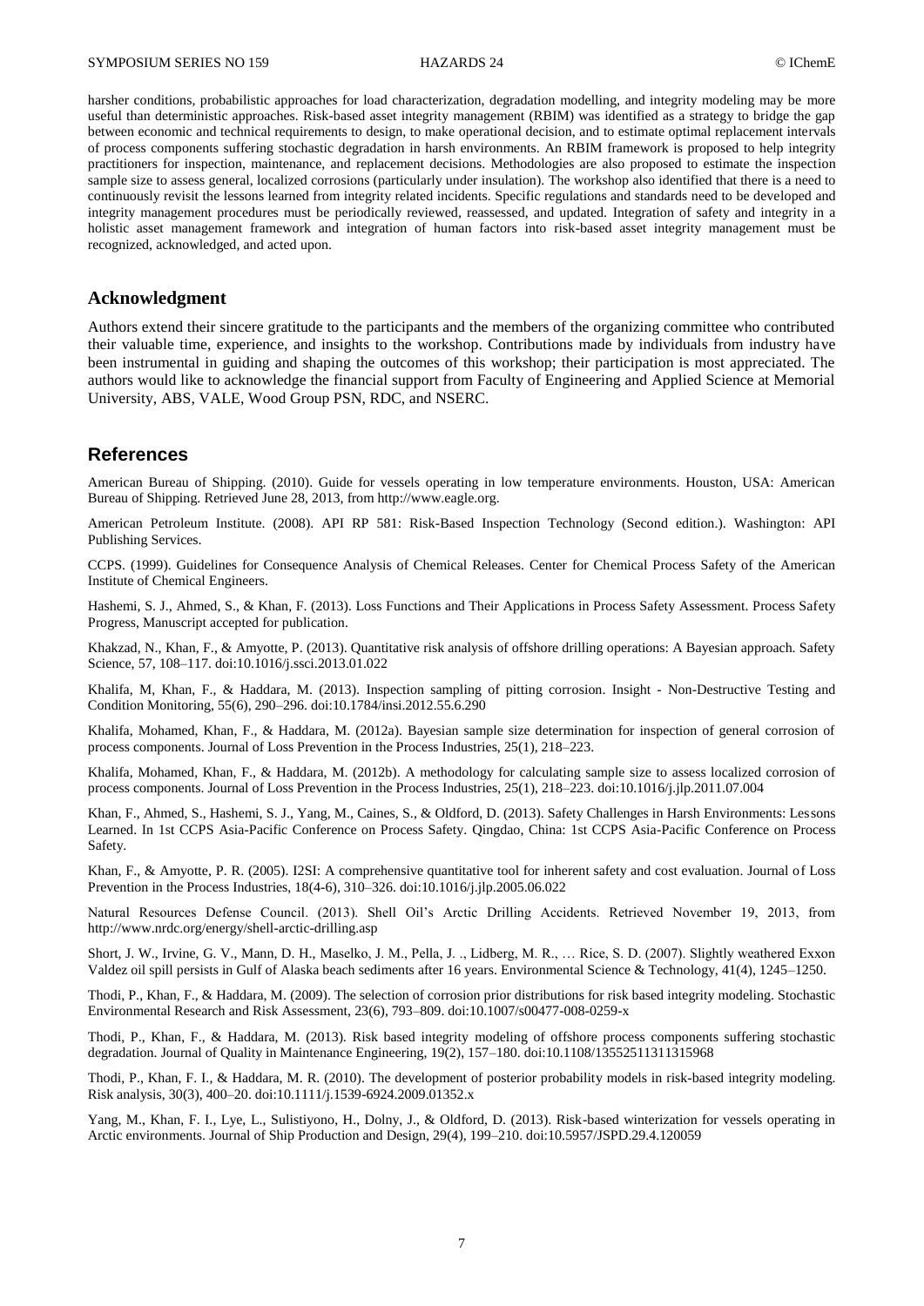harsher conditions, probabilistic approaches for load characterization, degradation modelling, and integrity modeling may be more useful than deterministic approaches. Risk-based asset integrity management (RBIM) was identified as a strategy to bridge the gap between economic and technical requirements to design, to make operational decision, and to estimate optimal replacement intervals of process components suffering stochastic degradation in harsh environments. An RBIM framework is proposed to help integrity practitioners for inspection, maintenance, and replacement decisions. Methodologies are also proposed to estimate the inspection sample size to assess general, localized corrosions (particularly under insulation). The workshop also identified that there is a need to continuously revisit the lessons learned from integrity related incidents. Specific regulations and standards need to be developed and integrity management procedures must be periodically reviewed, reassessed, and updated. Integration of safety and integrity in a holistic asset management framework and integration of human factors into risk-based asset integrity management must be recognized, acknowledged, and acted upon.

## Acknowledgment

Authors extend their sincere gratitude to the participants and the members of the organizing committee who contributed their valuable time, experience, and insights to the workshop. Contributions made by individuals from industry have been instrumental in guiding and shaping the outcomes of this workshop; their participation is most appreciated. The authors would like to acknowledge the financial support from Faculty of Engineering and Applied Science at Memorial University, ABS, VALE, Wood Group PSN, RDC, and NSERC.

## References

American Bureau of Shipping. (2010). Guide for vessels operating in low temperature environments. Houston, USA: American Bureau of Shipping. Retrieved June 28, 2013, from http://www.eagle.org.

American Petroleum Institute. (2008). API RP 581: Risk-Based Inspection Technology (Second edition.). Washington: API Publishing Services.

CCPS. (1999). Guidelines for Consequence Analysis of Chemical Releases. Center for Chemical Process Safety of the American Institute of Chemical Engineers.

Hashemi, S. J., Ahmed, S., & Khan, F. (2013). Loss Functions and Their Applications in Process Safety Assessment. Process Safety Progress, Manuscript accepted for publication.

Khakzad, N., Khan, F., & Amyotte, P. (2013). Quantitative risk analysis of offshore drilling operations: A Bayesian approach. Safety Science, 57, 108–117. doi:10.1016/j.ssci.2013.01.022

Khalifa, M, Khan, F., & Haddara, M. (2013). Inspection sampling of pitting corrosion. Insight - Non-Destructive Testing and Condition Monitoring, 55(6), 290–296. doi:10.1784/insi.2012.55.6.290

Khalifa, Mohamed, Khan, F., & Haddara, M. (2012a). Bayesian sample size determination for inspection of general corrosion of process components. Journal of Loss Prevention in the Process Industries, 25(1), 218–223.

Khalifa, Mohamed, Khan, F., & Haddara, M. (2012b). A methodology for calculating sample size to assess localized corrosion of process components. Journal of Loss Prevention in the Process Industries, 25(1), 218–223. doi:10.1016/j.jlp.2011.07.004

Khan, F., Ahmed, S., Hashemi, S. J., Yang, M., Caines, S., & Oldford, D. (2013). Safety Challenges in Harsh Environments: Lessons Learned. In 1st CCPS Asia-Pacific Conference on Process Safety. Qingdao, China: 1st CCPS Asia-Pacific Conference on Process Safety.

Khan, F., & Amyotte, P. R. (2005). I2SI: A comprehensive quantitative tool for inherent safety and cost evaluation. Journal of Loss Prevention in the Process Industries, 18(4-6), 310–326. doi:10.1016/j.jlp.2005.06.022

Natural Resources Defense Council. (2013). Shell Oil's Arctic Drilling Accidents. Retrieved November 19, 2013, from http://www.nrdc.org/energy/shell-arctic-drilling.asp

Short, J. W., Irvine, G. V., Mann, D. H., Maselko, J. M., Pella, J. ., Lidberg, M. R., … Rice, S. D. (2007). Slightly weathered Exxon Valdez oil spill persists in Gulf of Alaska beach sediments after 16 years. Environmental Science & Technology, 41(4), 1245–1250.

Thodi, P., Khan, F., & Haddara, M. (2009). The selection of corrosion prior distributions for risk based integrity modeling. Stochastic Environmental Research and Risk Assessment, 23(6), 793–809. doi:10.1007/s00477-008-0259-x

Thodi, P., Khan, F., & Haddara, M. (2013). Risk based integrity modeling of offshore process components suffering stochastic degradation. Journal of Quality in Maintenance Engineering, 19(2), 157–180. doi:10.1108/13552511311315968

Thodi, P., Khan, F. I., & Haddara, M. R. (2010). The development of posterior probability models in risk-based integrity modeling. Risk analysis, 30(3), 400–20. doi:10.1111/j.1539-6924.2009.01352.x

Yang, M., Khan, F. I., Lye, L., Sulistiyono, H., Dolny, J., & Oldford, D. (2013). Risk-based winterization for vessels operating in Arctic environments. Journal of Ship Production and Design, 29(4), 199–210. doi:10.5957/JSPD.29.4.120059